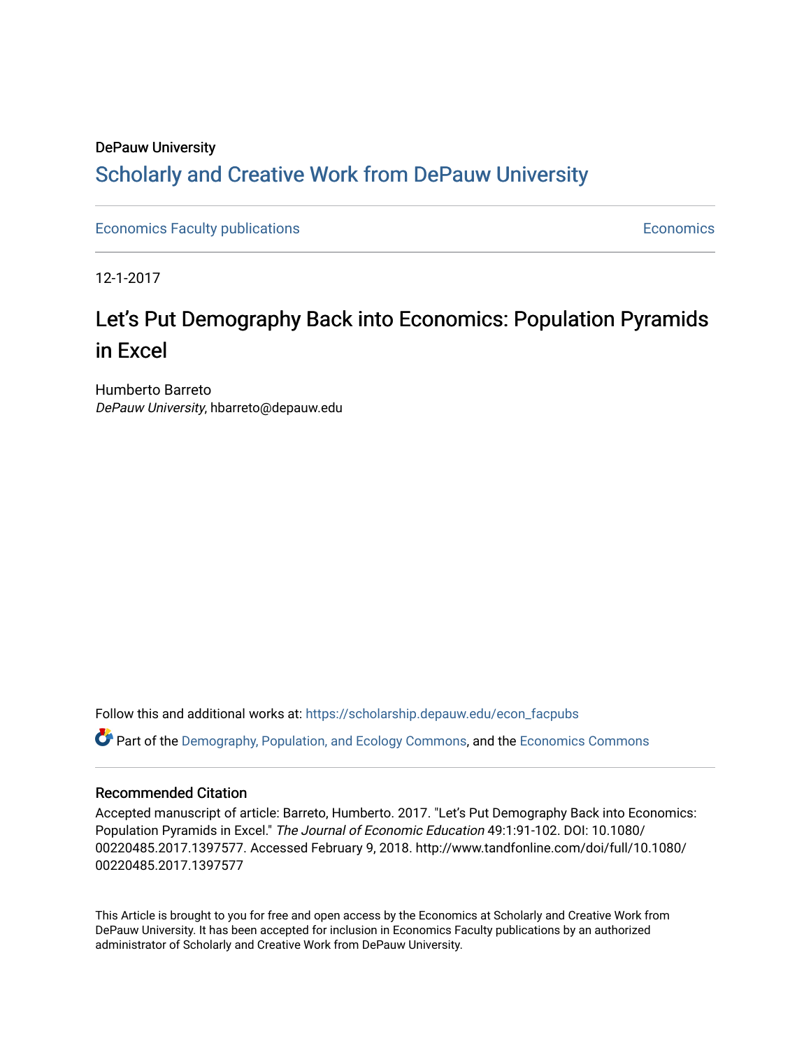DePauw University

# Scholarly and Creative Work from DePauw University

Economics Faculty publications | Economics

12-1-2017

# Let's Put Demography Back into Economics: Population Pyramids in Excel

Humberto Barreto
*DePauw University*, hbarreto@depauw.edu

Follow this and additional works at: https://scholarship.depauw.edu/econ_facpubs

Part of the Demography, Population, and Ecology Commons, and the Economics Commons

## Recommended Citation

Accepted manuscript of article: Barreto, Humberto. 2017. "Let's Put Demography Back into Economics: Population Pyramids in Excel." *The Journal of Economic Education* 49:1:91-102. DOI: 10.1080/00220485.2017.1397577. Accessed February 9, 2018. http://www.tandfonline.com/doi/full/10.1080/00220485.2017.1397577

This Article is brought to you for free and open access by the Economics at Scholarly and Creative Work from DePauw University. It has been accepted for inclusion in Economics Faculty publications by an authorized administrator of Scholarly and Creative Work from DePauw University.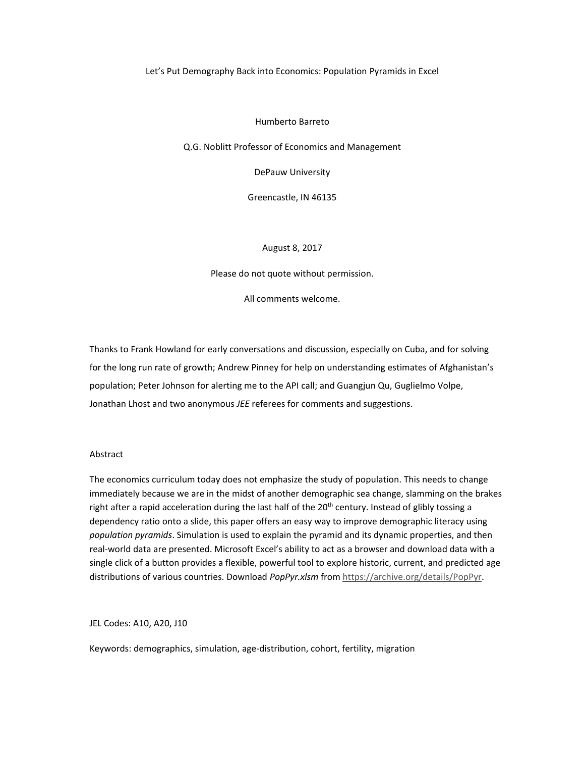Let's Put Demography Back into Economics: Population Pyramids in Excel

Humberto Barreto

Q.G. Noblitt Professor of Economics and Management

DePauw University

Greencastle, IN 46135

August 8, 2017

Please do not quote without permission.

All comments welcome.

Thanks to Frank Howland for early conversations and discussion, especially on Cuba, and for solving for the long run rate of growth; Andrew Pinney for help on understanding estimates of Afghanistan's population; Peter Johnson for alerting me to the API call; and Guangjun Qu, Guglielmo Volpe, Jonathan Lhost and two anonymous *JEE* referees for comments and suggestions.

Abstract

The economics curriculum today does not emphasize the study of population. This needs to change immediately because we are in the midst of another demographic sea change, slamming on the brakes right after a rapid acceleration during the last half of the 20th century. Instead of glibly tossing a dependency ratio onto a slide, this paper offers an easy way to improve demographic literacy using *population pyramids*. Simulation is used to explain the pyramid and its dynamic properties, and then real-world data are presented. Microsoft Excel's ability to act as a browser and download data with a single click of a button provides a flexible, powerful tool to explore historic, current, and predicted age distributions of various countries. Download *PopPyr.xlsm* from https://archive.org/details/PopPyr.

JEL Codes: A10, A20, J10

Keywords: demographics, simulation, age-distribution, cohort, fertility, migration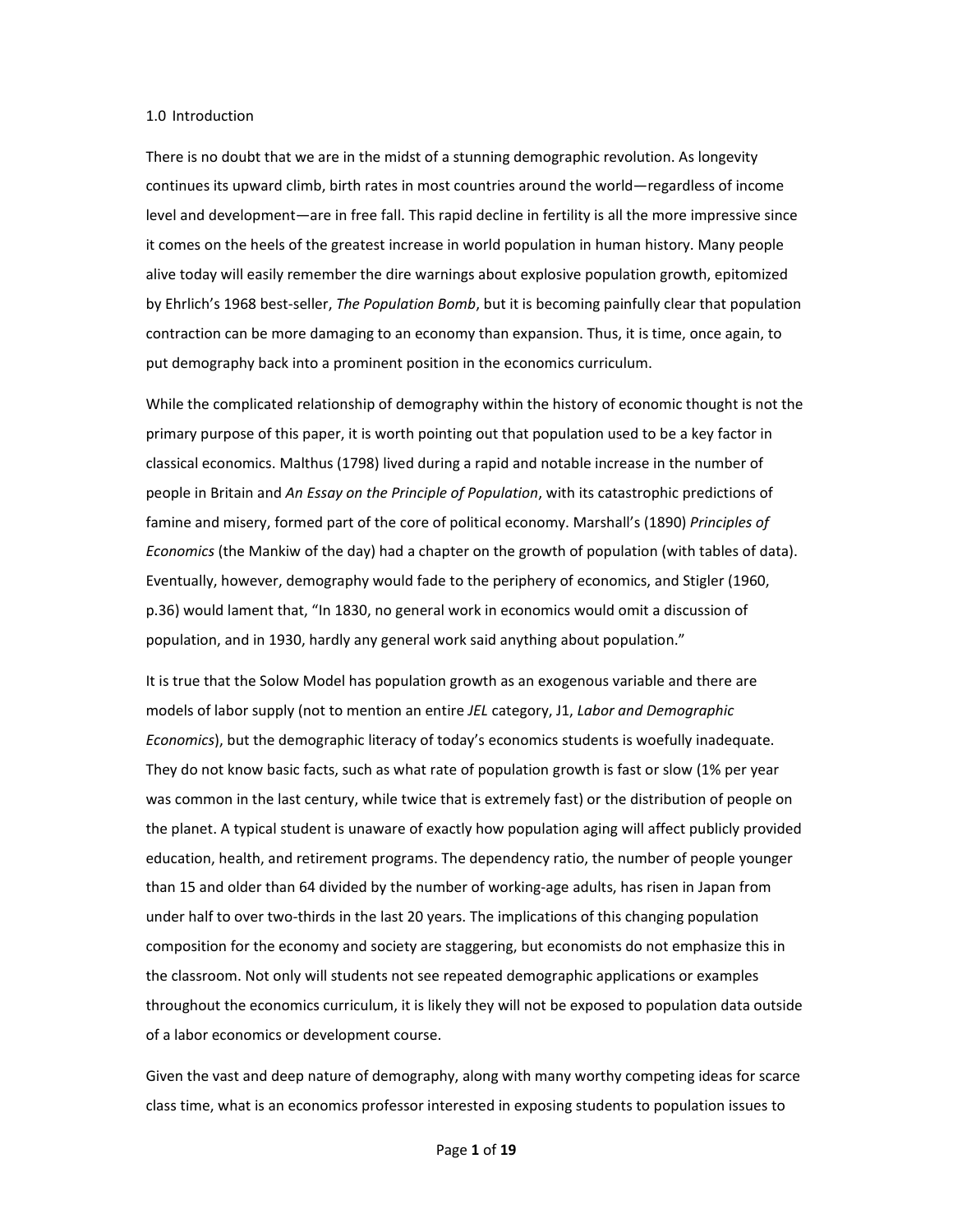## 1.0 Introduction

There is no doubt that we are in the midst of a stunning demographic revolution. As longevity continues its upward climb, birth rates in most countries around the world—regardless of income level and development—are in free fall. This rapid decline in fertility is all the more impressive since it comes on the heels of the greatest increase in world population in human history. Many people alive today will easily remember the dire warnings about explosive population growth, epitomized by Ehrlich's 1968 best-seller, *The Population Bomb*, but it is becoming painfully clear that population contraction can be more damaging to an economy than expansion. Thus, it is time, once again, to put demography back into a prominent position in the economics curriculum.

While the complicated relationship of demography within the history of economic thought is not the primary purpose of this paper, it is worth pointing out that population used to be a key factor in classical economics. Malthus (1798) lived during a rapid and notable increase in the number of people in Britain and *An Essay on the Principle of Population*, with its catastrophic predictions of famine and misery, formed part of the core of political economy. Marshall's (1890) *Principles of Economics* (the Mankiw of the day) had a chapter on the growth of population (with tables of data). Eventually, however, demography would fade to the periphery of economics, and Stigler (1960, p.36) would lament that, "In 1830, no general work in economics would omit a discussion of population, and in 1930, hardly any general work said anything about population."

It is true that the Solow Model has population growth as an exogenous variable and there are models of labor supply (not to mention an entire *JEL* category, J1, *Labor and Demographic Economics*), but the demographic literacy of today's economics students is woefully inadequate. They do not know basic facts, such as what rate of population growth is fast or slow (1% per year was common in the last century, while twice that is extremely fast) or the distribution of people on the planet. A typical student is unaware of exactly how population aging will affect publicly provided education, health, and retirement programs. The dependency ratio, the number of people younger than 15 and older than 64 divided by the number of working-age adults, has risen in Japan from under half to over two-thirds in the last 20 years. The implications of this changing population composition for the economy and society are staggering, but economists do not emphasize this in the classroom. Not only will students not see repeated demographic applications or examples throughout the economics curriculum, it is likely they will not be exposed to population data outside of a labor economics or development course.

Given the vast and deep nature of demography, along with many worthy competing ideas for scarce class time, what is an economics professor interested in exposing students to population issues to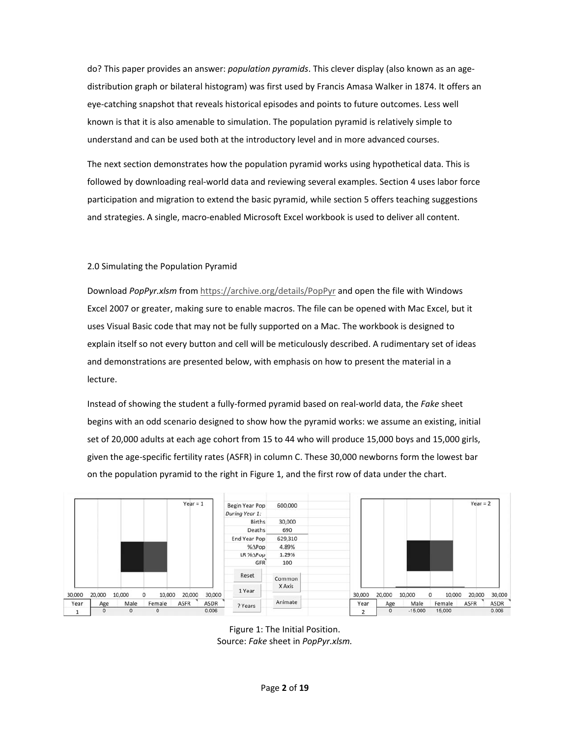do? This paper provides an answer: *population pyramids*. This clever display (also known as an age-distribution graph or bilateral histogram) was first used by Francis Amasa Walker in 1874. It offers an eye-catching snapshot that reveals historical episodes and points to future outcomes. Less well known is that it is also amenable to simulation. The population pyramid is relatively simple to understand and can be used both at the introductory level and in more advanced courses.

The next section demonstrates how the population pyramid works using hypothetical data. This is followed by downloading real-world data and reviewing several examples. Section 4 uses labor force participation and migration to extend the basic pyramid, while section 5 offers teaching suggestions and strategies. A single, macro-enabled Microsoft Excel workbook is used to deliver all content.

## 2.0 Simulating the Population Pyramid

Download *PopPyr.xlsm* from https://archive.org/details/PopPyr and open the file with Windows Excel 2007 or greater, making sure to enable macros. The file can be opened with Mac Excel, but it uses Visual Basic code that may not be fully supported on a Mac. The workbook is designed to explain itself so not every button and cell will be meticulously described. A rudimentary set of ideas and demonstrations are presented below, with emphasis on how to present the material in a lecture.

Instead of showing the student a fully-formed pyramid based on real-world data, the *Fake* sheet begins with an odd scenario designed to show how the pyramid works: we assume an existing, initial set of 20,000 adults at each age cohort from 15 to 44 who will produce 15,000 boys and 15,000 girls, given the age-specific fertility rates (ASFR) in column C. These 30,000 newborns form the lowest bar on the population pyramid to the right in Figure 1, and the first row of data under the chart.

| Begin Year Pop | 600,000 |
|---|---|
| *During Year 1:* | |
| Births | 30,000 |
| Deaths | 690 |
| End Year Pop | 629,310 |
| %ΔPop | 4.89% |
| LR %ΔPop | 1.29% |
| GFR | 100 |

| Year | Age | Male | Female | ASFR | ASDR |
|---|---|---|---|---|---|
| 1 | 0 | 0 | 0 | | 0.006 |

| Year | Age | Male | Female | ASFR | ASDR |
|---|---|---|---|---|---|
| 2 | 0 | -15,000 | 15,000 | | 0.006 |

Figure 1: The Initial Position.
Source: *Fake* sheet in *PopPyr.xlsm.*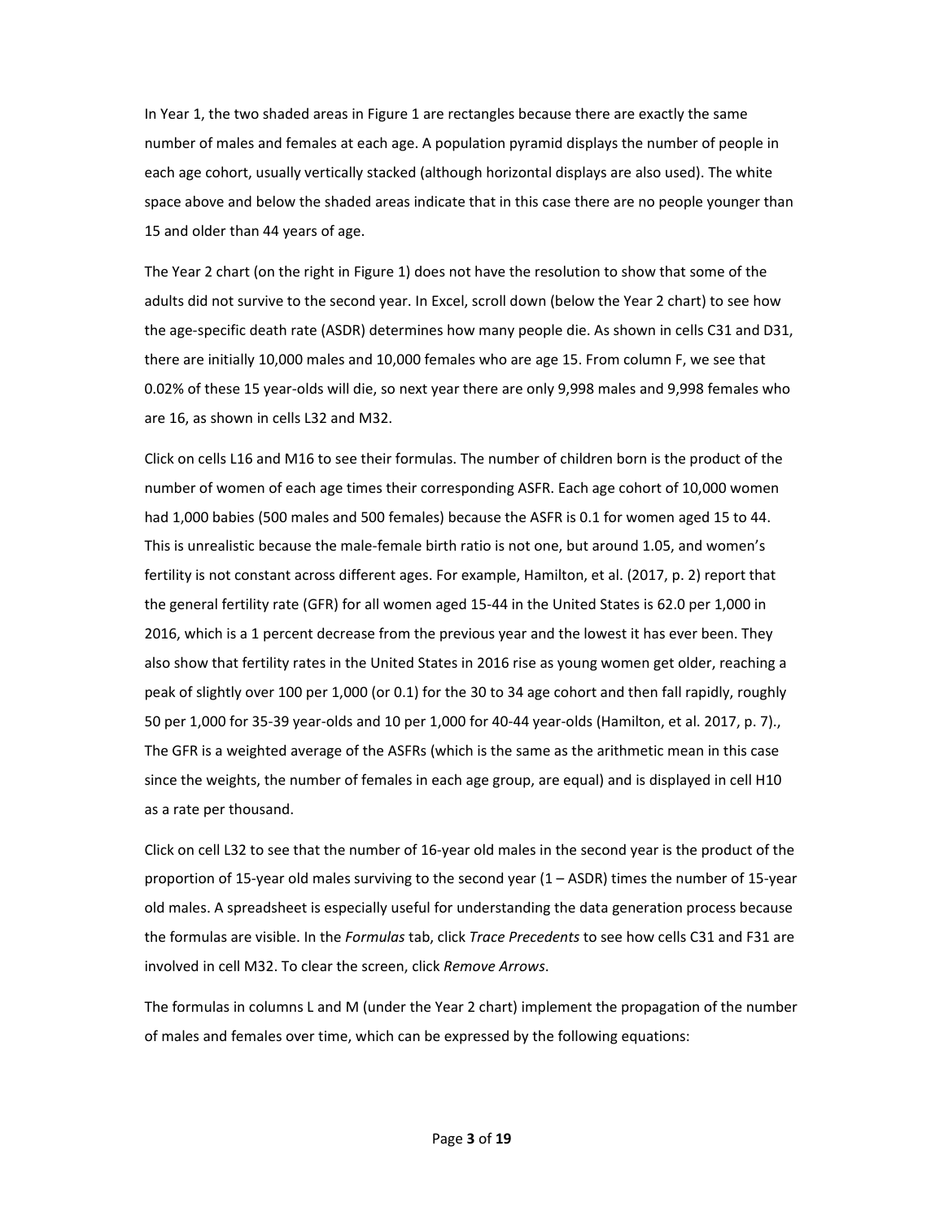In Year 1, the two shaded areas in Figure 1 are rectangles because there are exactly the same number of males and females at each age. A population pyramid displays the number of people in each age cohort, usually vertically stacked (although horizontal displays are also used). The white space above and below the shaded areas indicate that in this case there are no people younger than 15 and older than 44 years of age.

The Year 2 chart (on the right in Figure 1) does not have the resolution to show that some of the adults did not survive to the second year. In Excel, scroll down (below the Year 2 chart) to see how the age-specific death rate (ASDR) determines how many people die. As shown in cells C31 and D31, there are initially 10,000 males and 10,000 females who are age 15. From column F, we see that 0.02% of these 15 year-olds will die, so next year there are only 9,998 males and 9,998 females who are 16, as shown in cells L32 and M32.

Click on cells L16 and M16 to see their formulas. The number of children born is the product of the number of women of each age times their corresponding ASFR. Each age cohort of 10,000 women had 1,000 babies (500 males and 500 females) because the ASFR is 0.1 for women aged 15 to 44. This is unrealistic because the male-female birth ratio is not one, but around 1.05, and women's fertility is not constant across different ages. For example, Hamilton, et al. (2017, p. 2) report that the general fertility rate (GFR) for all women aged 15-44 in the United States is 62.0 per 1,000 in 2016, which is a 1 percent decrease from the previous year and the lowest it has ever been. They also show that fertility rates in the United States in 2016 rise as young women get older, reaching a peak of slightly over 100 per 1,000 (or 0.1) for the 30 to 34 age cohort and then fall rapidly, roughly 50 per 1,000 for 35-39 year-olds and 10 per 1,000 for 40-44 year-olds (Hamilton, et al. 2017, p. 7)., The GFR is a weighted average of the ASFRs (which is the same as the arithmetic mean in this case since the weights, the number of females in each age group, are equal) and is displayed in cell H10 as a rate per thousand.

Click on cell L32 to see that the number of 16-year old males in the second year is the product of the proportion of 15-year old males surviving to the second year (1 – ASDR) times the number of 15-year old males. A spreadsheet is especially useful for understanding the data generation process because the formulas are visible. In the *Formulas* tab, click *Trace Precedents* to see how cells C31 and F31 are involved in cell M32. To clear the screen, click *Remove Arrows*.

The formulas in columns L and M (under the Year 2 chart) implement the propagation of the number of males and females over time, which can be expressed by the following equations: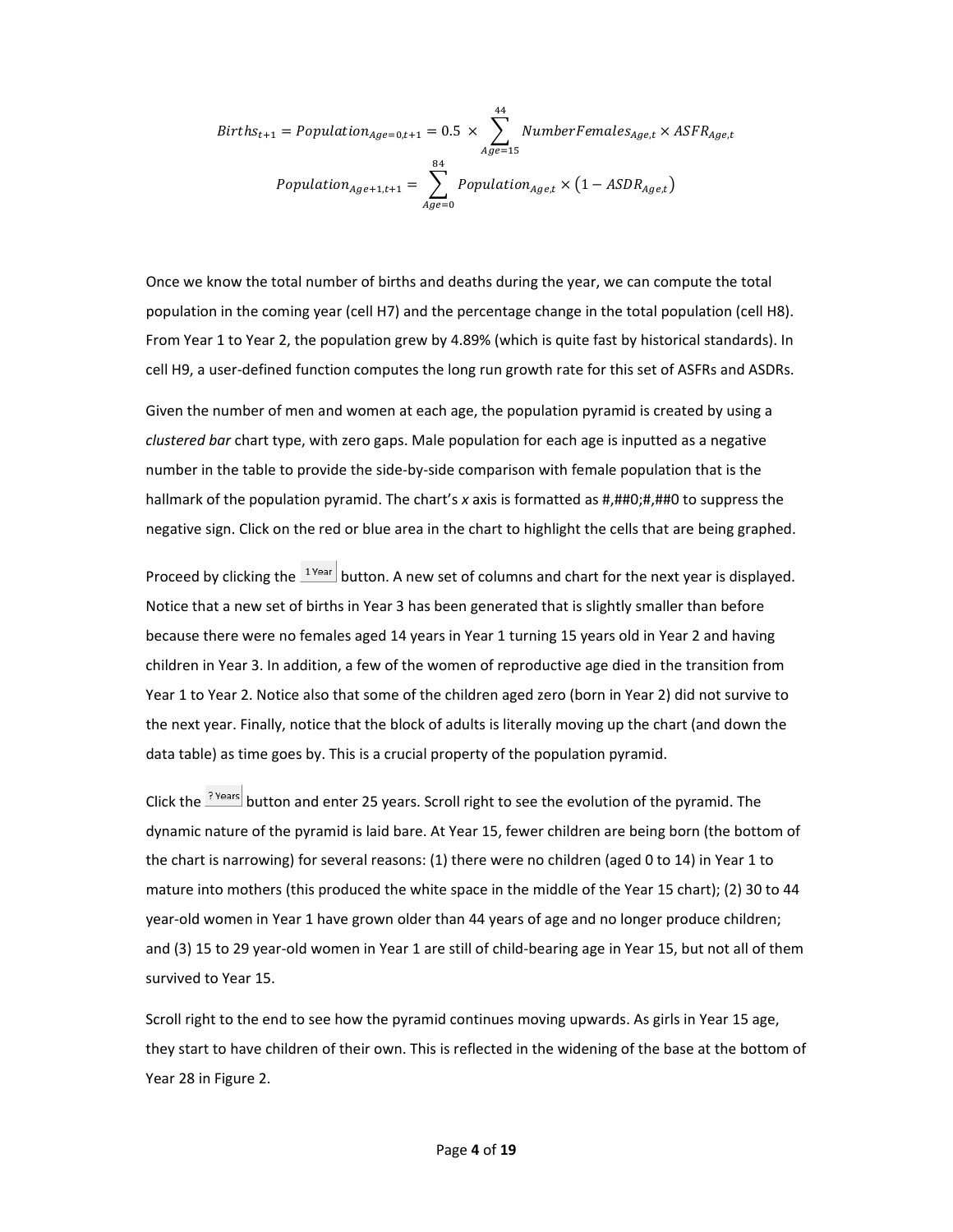$$Births_{t+1} = Population_{Age=0,t+1} = 0.5 \times \sum_{Age=15}^{44} NumberFemales_{Age,t} \times ASFR_{Age,t}$$

$$Population_{Age+1,t+1} = \sum_{Age=0}^{84} Population_{Age,t} \times (1 - ASDR_{Age,t})$$

Once we know the total number of births and deaths during the year, we can compute the total population in the coming year (cell H7) and the percentage change in the total population (cell H8). From Year 1 to Year 2, the population grew by 4.89% (which is quite fast by historical standards). In cell H9, a user-defined function computes the long run growth rate for this set of ASFRs and ASDRs.

Given the number of men and women at each age, the population pyramid is created by using a *clustered bar* chart type, with zero gaps. Male population for each age is inputted as a negative number in the table to provide the side-by-side comparison with female population that is the hallmark of the population pyramid. The chart's *x* axis is formatted as #,##0;#,##0 to suppress the negative sign. Click on the red or blue area in the chart to highlight the cells that are being graphed.

Proceed by clicking the 1 Year button. A new set of columns and chart for the next year is displayed. Notice that a new set of births in Year 3 has been generated that is slightly smaller than before because there were no females aged 14 years in Year 1 turning 15 years old in Year 2 and having children in Year 3. In addition, a few of the women of reproductive age died in the transition from Year 1 to Year 2. Notice also that some of the children aged zero (born in Year 2) did not survive to the next year. Finally, notice that the block of adults is literally moving up the chart (and down the data table) as time goes by. This is a crucial property of the population pyramid.

Click the ? Years button and enter 25 years. Scroll right to see the evolution of the pyramid. The dynamic nature of the pyramid is laid bare. At Year 15, fewer children are being born (the bottom of the chart is narrowing) for several reasons: (1) there were no children (aged 0 to 14) in Year 1 to mature into mothers (this produced the white space in the middle of the Year 15 chart); (2) 30 to 44 year-old women in Year 1 have grown older than 44 years of age and no longer produce children; and (3) 15 to 29 year-old women in Year 1 are still of child-bearing age in Year 15, but not all of them survived to Year 15.

Scroll right to the end to see how the pyramid continues moving upwards. As girls in Year 15 age, they start to have children of their own. This is reflected in the widening of the base at the bottom of Year 28 in Figure 2.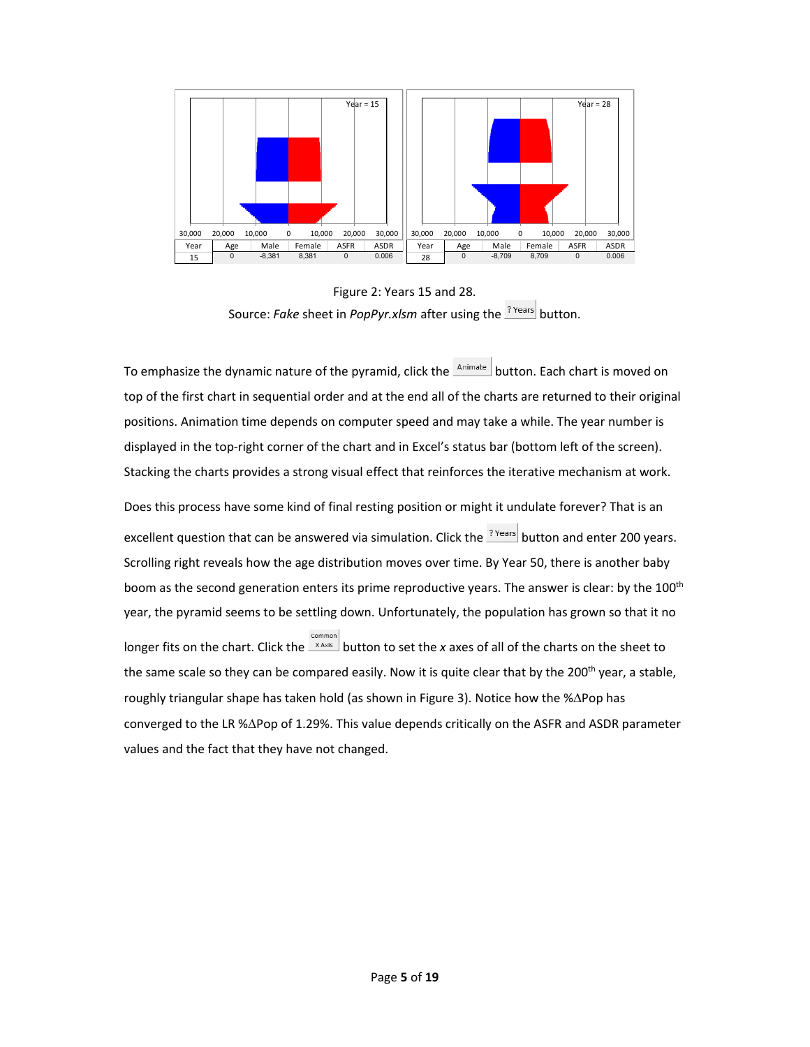| Year | Age | Male | Female | ASFR | ASDR |
| --- | --- | --- | --- | --- | --- |
| 15 | 0 | -8,381 | 8,381 | 0 | 0.006 |

| Year | Age | Male | Female | ASFR | ASDR |
| --- | --- | --- | --- | --- | --- |
| 28 | 0 | -8,709 | 8,709 | 0 | 0.006 |

Figure 2: Years 15 and 28.
Source: *Fake* sheet in *PopPyr.xlsm* after using the ? Years button.

To emphasize the dynamic nature of the pyramid, click the Animate button. Each chart is moved on top of the first chart in sequential order and at the end all of the charts are returned to their original positions. Animation time depends on computer speed and may take a while. The year number is displayed in the top-right corner of the chart and in Excel's status bar (bottom left of the screen). Stacking the charts provides a strong visual effect that reinforces the iterative mechanism at work.

Does this process have some kind of final resting position or might it undulate forever? That is an excellent question that can be answered via simulation. Click the ? Years button and enter 200 years. Scrolling right reveals how the age distribution moves over time. By Year 50, there is another baby boom as the second generation enters its prime reproductive years. The answer is clear: by the 100th year, the pyramid seems to be settling down. Unfortunately, the population has grown so that it no longer fits on the chart. Click the Common X Axis button to set the *x* axes of all of the charts on the sheet to the same scale so they can be compared easily. Now it is quite clear that by the 200th year, a stable, roughly triangular shape has taken hold (as shown in Figure 3). Notice how the %ΔPop has converged to the LR %ΔPop of 1.29%. This value depends critically on the ASFR and ASDR parameter values and the fact that they have not changed.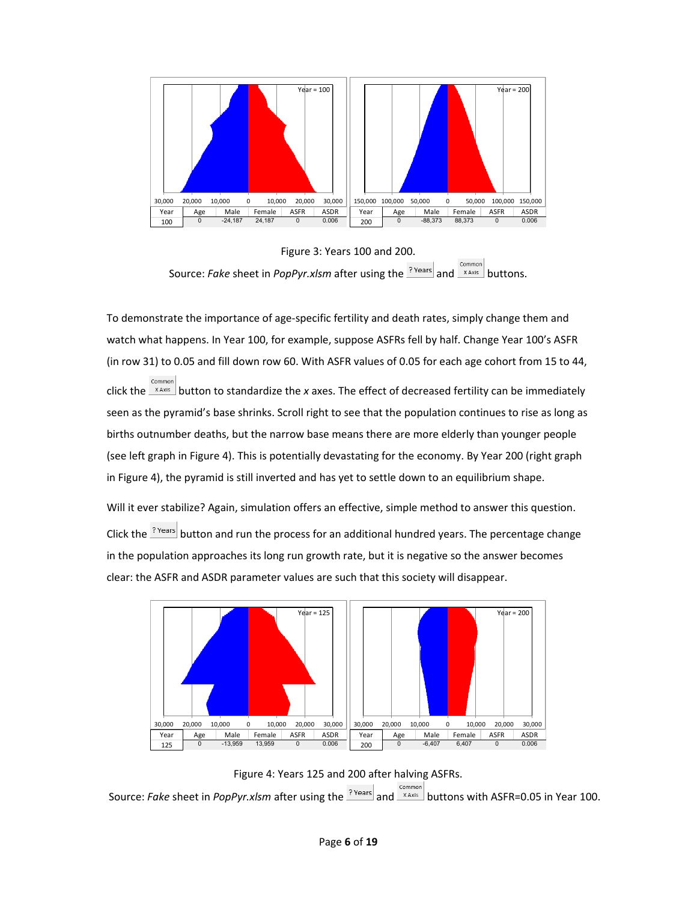| Year | Age | Male | Female | ASFR | ASDR |
|---|---|---|---|---|---|
| 100 | 0 | -24,187 | 24,187 | 0 | 0.006 |

| Year | Age | Male | Female | ASFR | ASDR |
|---|---|---|---|---|---|
| 200 | 0 | -88,373 | 88,373 | 0 | 0.006 |

Figure 3: Years 100 and 200.

Source: *Fake* sheet in *PopPyr.xlsm* after using the ? Years and Common X Axis buttons.

To demonstrate the importance of age-specific fertility and death rates, simply change them and watch what happens. In Year 100, for example, suppose ASFRs fell by half. Change Year 100's ASFR (in row 31) to 0.05 and fill down row 60. With ASFR values of 0.05 for each age cohort from 15 to 44, click the Common X Axis button to standardize the *x* axes. The effect of decreased fertility can be immediately seen as the pyramid's base shrinks. Scroll right to see that the population continues to rise as long as births outnumber deaths, but the narrow base means there are more elderly than younger people (see left graph in Figure 4). This is potentially devastating for the economy. By Year 200 (right graph in Figure 4), the pyramid is still inverted and has yet to settle down to an equilibrium shape.

Will it ever stabilize? Again, simulation offers an effective, simple method to answer this question. Click the ? Years button and run the process for an additional hundred years. The percentage change in the population approaches its long run growth rate, but it is negative so the answer becomes clear: the ASFR and ASDR parameter values are such that this society will disappear.

| Year | Age | Male | Female | ASFR | ASDR |
|---|---|---|---|---|---|
| 125 | 0 | -13,959 | 13,959 | 0 | 0.006 |

| Year | Age | Male | Female | ASFR | ASDR |
|---|---|---|---|---|---|
| 200 | 0 | -6,407 | 6,407 | 0 | 0.006 |

Figure 4: Years 125 and 200 after halving ASFRs.

Source: *Fake* sheet in *PopPyr.xlsm* after using the ? Years and Common X Axis buttons with ASFR=0.05 in Year 100.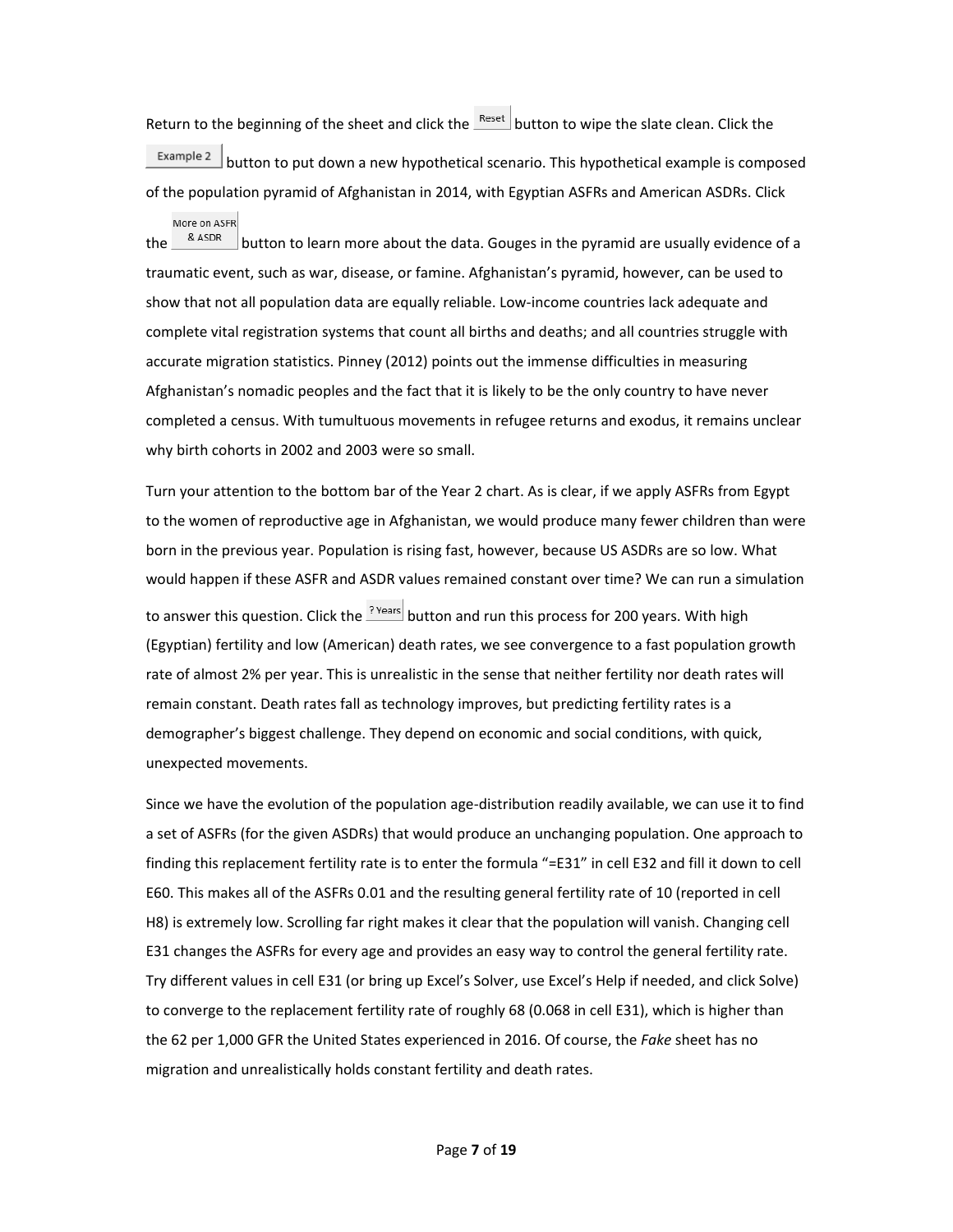Return to the beginning of the sheet and click the Reset button to wipe the slate clean. Click the Example 2 button to put down a new hypothetical scenario. This hypothetical example is composed of the population pyramid of Afghanistan in 2014, with Egyptian ASFRs and American ASDRs. Click the More on ASFR & ASDR button to learn more about the data. Gouges in the pyramid are usually evidence of a traumatic event, such as war, disease, or famine. Afghanistan's pyramid, however, can be used to show that not all population data are equally reliable. Low-income countries lack adequate and complete vital registration systems that count all births and deaths; and all countries struggle with accurate migration statistics. Pinney (2012) points out the immense difficulties in measuring Afghanistan's nomadic peoples and the fact that it is likely to be the only country to have never completed a census. With tumultuous movements in refugee returns and exodus, it remains unclear why birth cohorts in 2002 and 2003 were so small.

Turn your attention to the bottom bar of the Year 2 chart. As is clear, if we apply ASFRs from Egypt to the women of reproductive age in Afghanistan, we would produce many fewer children than were born in the previous year. Population is rising fast, however, because US ASDRs are so low. What would happen if these ASFR and ASDR values remained constant over time? We can run a simulation to answer this question. Click the ? Years button and run this process for 200 years. With high (Egyptian) fertility and low (American) death rates, we see convergence to a fast population growth rate of almost 2% per year. This is unrealistic in the sense that neither fertility nor death rates will remain constant. Death rates fall as technology improves, but predicting fertility rates is a demographer's biggest challenge. They depend on economic and social conditions, with quick, unexpected movements.

Since we have the evolution of the population age-distribution readily available, we can use it to find a set of ASFRs (for the given ASDRs) that would produce an unchanging population. One approach to finding this replacement fertility rate is to enter the formula "=E31" in cell E32 and fill it down to cell E60. This makes all of the ASFRs 0.01 and the resulting general fertility rate of 10 (reported in cell H8) is extremely low. Scrolling far right makes it clear that the population will vanish. Changing cell E31 changes the ASFRs for every age and provides an easy way to control the general fertility rate. Try different values in cell E31 (or bring up Excel's Solver, use Excel's Help if needed, and click Solve) to converge to the replacement fertility rate of roughly 68 (0.068 in cell E31), which is higher than the 62 per 1,000 GFR the United States experienced in 2016. Of course, the *Fake* sheet has no migration and unrealistically holds constant fertility and death rates.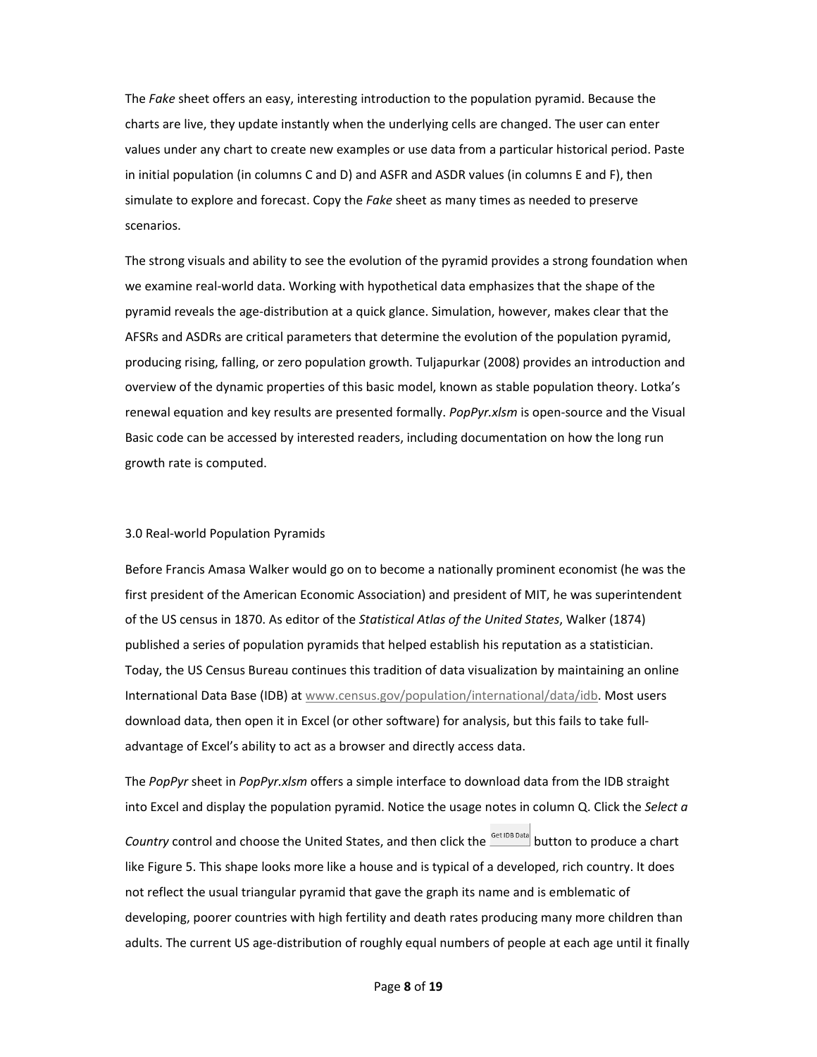The *Fake* sheet offers an easy, interesting introduction to the population pyramid. Because the charts are live, they update instantly when the underlying cells are changed. The user can enter values under any chart to create new examples or use data from a particular historical period. Paste in initial population (in columns C and D) and ASFR and ASDR values (in columns E and F), then simulate to explore and forecast. Copy the *Fake* sheet as many times as needed to preserve scenarios.

The strong visuals and ability to see the evolution of the pyramid provides a strong foundation when we examine real-world data. Working with hypothetical data emphasizes that the shape of the pyramid reveals the age-distribution at a quick glance. Simulation, however, makes clear that the AFSRs and ASDRs are critical parameters that determine the evolution of the population pyramid, producing rising, falling, or zero population growth. Tuljapurkar (2008) provides an introduction and overview of the dynamic properties of this basic model, known as stable population theory. Lotka's renewal equation and key results are presented formally. *PopPyr.xlsm* is open-source and the Visual Basic code can be accessed by interested readers, including documentation on how the long run growth rate is computed.

## 3.0 Real-world Population Pyramids

Before Francis Amasa Walker would go on to become a nationally prominent economist (he was the first president of the American Economic Association) and president of MIT, he was superintendent of the US census in 1870. As editor of the *Statistical Atlas of the United States*, Walker (1874) published a series of population pyramids that helped establish his reputation as a statistician. Today, the US Census Bureau continues this tradition of data visualization by maintaining an online International Data Base (IDB) at www.census.gov/population/international/data/idb. Most users download data, then open it in Excel (or other software) for analysis, but this fails to take full-advantage of Excel's ability to act as a browser and directly access data.

The *PopPyr* sheet in *PopPyr.xlsm* offers a simple interface to download data from the IDB straight into Excel and display the population pyramid. Notice the usage notes in column Q. Click the *Select a Country* control and choose the United States, and then click the Get IDB Data button to produce a chart like Figure 5. This shape looks more like a house and is typical of a developed, rich country. It does not reflect the usual triangular pyramid that gave the graph its name and is emblematic of developing, poorer countries with high fertility and death rates producing many more children than adults. The current US age-distribution of roughly equal numbers of people at each age until it finally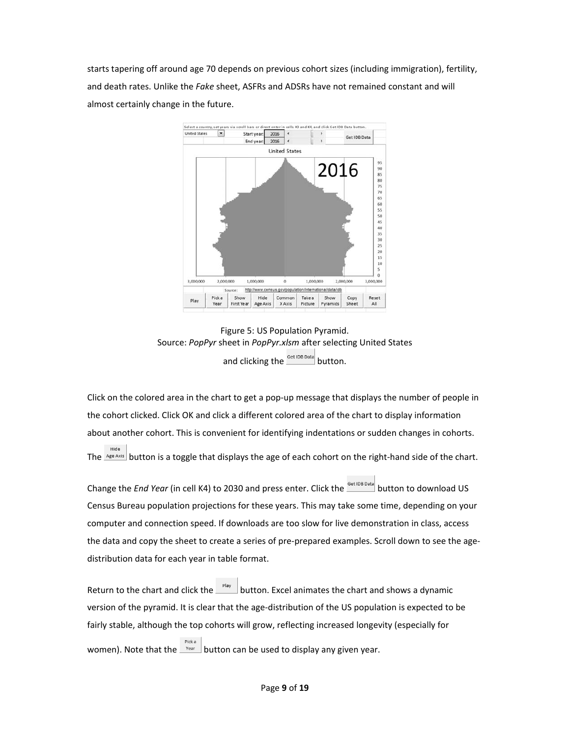starts tapering off around age 70 depends on previous cohort sizes (including immigration), fertility, and death rates. Unlike the *Fake* sheet, ASFRs and ADSRs have not remained constant and will almost certainly change in the future.

Figure 5: US Population Pyramid.
Source: *PopPyr* sheet in *PopPyr.xlsm* after selecting United States and clicking the Get IDB Data button.

Click on the colored area in the chart to get a pop-up message that displays the number of people in the cohort clicked. Click OK and click a different colored area of the chart to display information about another cohort. This is convenient for identifying indentations or sudden changes in cohorts. The Hide Age Axis button is a toggle that displays the age of each cohort on the right-hand side of the chart.

Change the *End Year* (in cell K4) to 2030 and press enter. Click the Get IDB Data button to download US Census Bureau population projections for these years. This may take some time, depending on your computer and connection speed. If downloads are too slow for live demonstration in class, access the data and copy the sheet to create a series of pre-prepared examples. Scroll down to see the age-distribution data for each year in table format.

Return to the chart and click the Play button. Excel animates the chart and shows a dynamic version of the pyramid. It is clear that the age-distribution of the US population is expected to be fairly stable, although the top cohorts will grow, reflecting increased longevity (especially for women). Note that the Pick a Year button can be used to display any given year.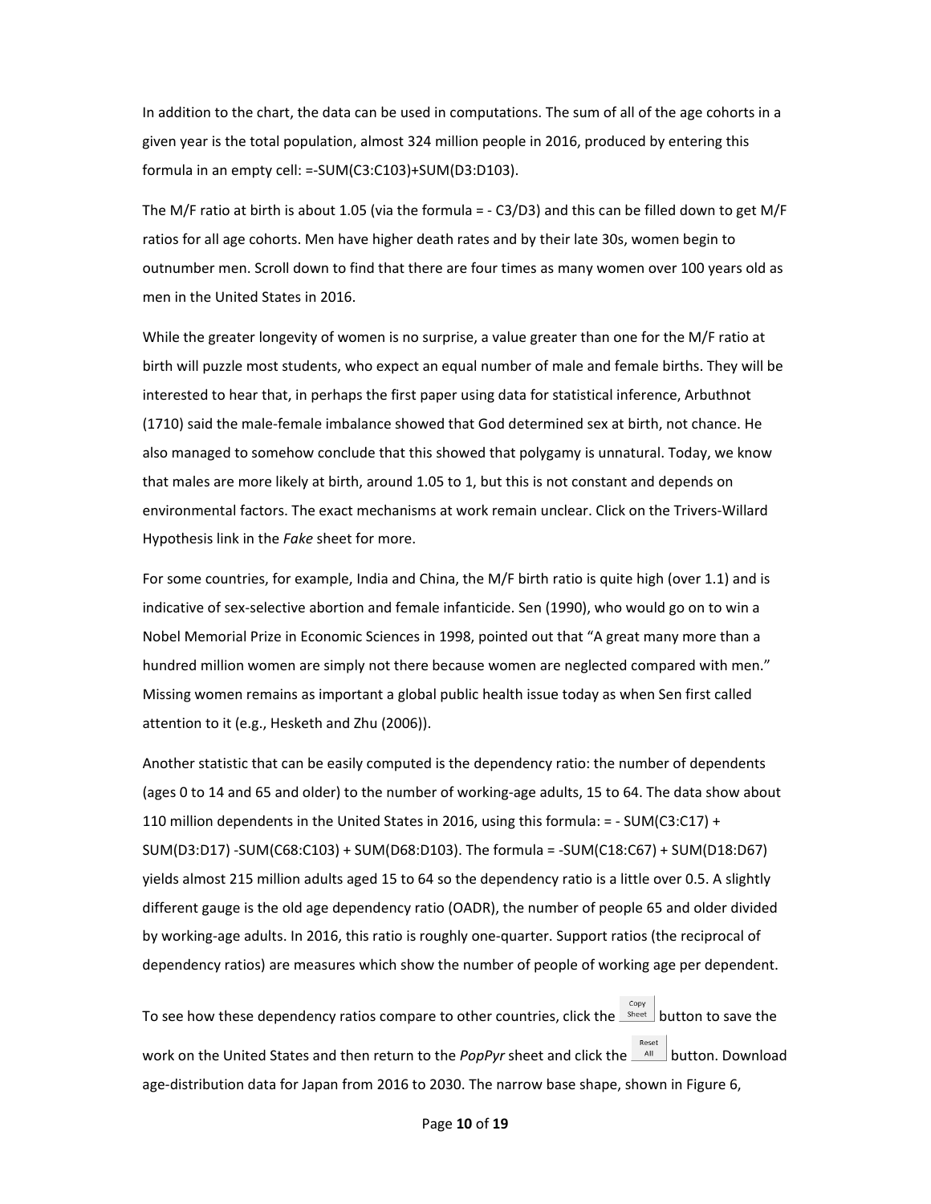In addition to the chart, the data can be used in computations. The sum of all of the age cohorts in a given year is the total population, almost 324 million people in 2016, produced by entering this formula in an empty cell: =-SUM(C3:C103)+SUM(D3:D103).

The M/F ratio at birth is about 1.05 (via the formula = - C3/D3) and this can be filled down to get M/F ratios for all age cohorts. Men have higher death rates and by their late 30s, women begin to outnumber men. Scroll down to find that there are four times as many women over 100 years old as men in the United States in 2016.

While the greater longevity of women is no surprise, a value greater than one for the M/F ratio at birth will puzzle most students, who expect an equal number of male and female births. They will be interested to hear that, in perhaps the first paper using data for statistical inference, Arbuthnot (1710) said the male-female imbalance showed that God determined sex at birth, not chance. He also managed to somehow conclude that this showed that polygamy is unnatural. Today, we know that males are more likely at birth, around 1.05 to 1, but this is not constant and depends on environmental factors. The exact mechanisms at work remain unclear. Click on the Trivers-Willard Hypothesis link in the *Fake* sheet for more.

For some countries, for example, India and China, the M/F birth ratio is quite high (over 1.1) and is indicative of sex-selective abortion and female infanticide. Sen (1990), who would go on to win a Nobel Memorial Prize in Economic Sciences in 1998, pointed out that "A great many more than a hundred million women are simply not there because women are neglected compared with men." Missing women remains as important a global public health issue today as when Sen first called attention to it (e.g., Hesketh and Zhu (2006)).

Another statistic that can be easily computed is the dependency ratio: the number of dependents (ages 0 to 14 and 65 and older) to the number of working-age adults, 15 to 64. The data show about 110 million dependents in the United States in 2016, using this formula: = - SUM(C3:C17) + SUM(D3:D17) -SUM(C68:C103) + SUM(D68:D103). The formula = -SUM(C18:C67) + SUM(D18:D67) yields almost 215 million adults aged 15 to 64 so the dependency ratio is a little over 0.5. A slightly different gauge is the old age dependency ratio (OADR), the number of people 65 and older divided by working-age adults. In 2016, this ratio is roughly one-quarter. Support ratios (the reciprocal of dependency ratios) are measures which show the number of people of working age per dependent.

To see how these dependency ratios compare to other countries, click the Copy Sheet button to save the work on the United States and then return to the *PopPyr* sheet and click the Reset All button. Download age-distribution data for Japan from 2016 to 2030. The narrow base shape, shown in Figure 6,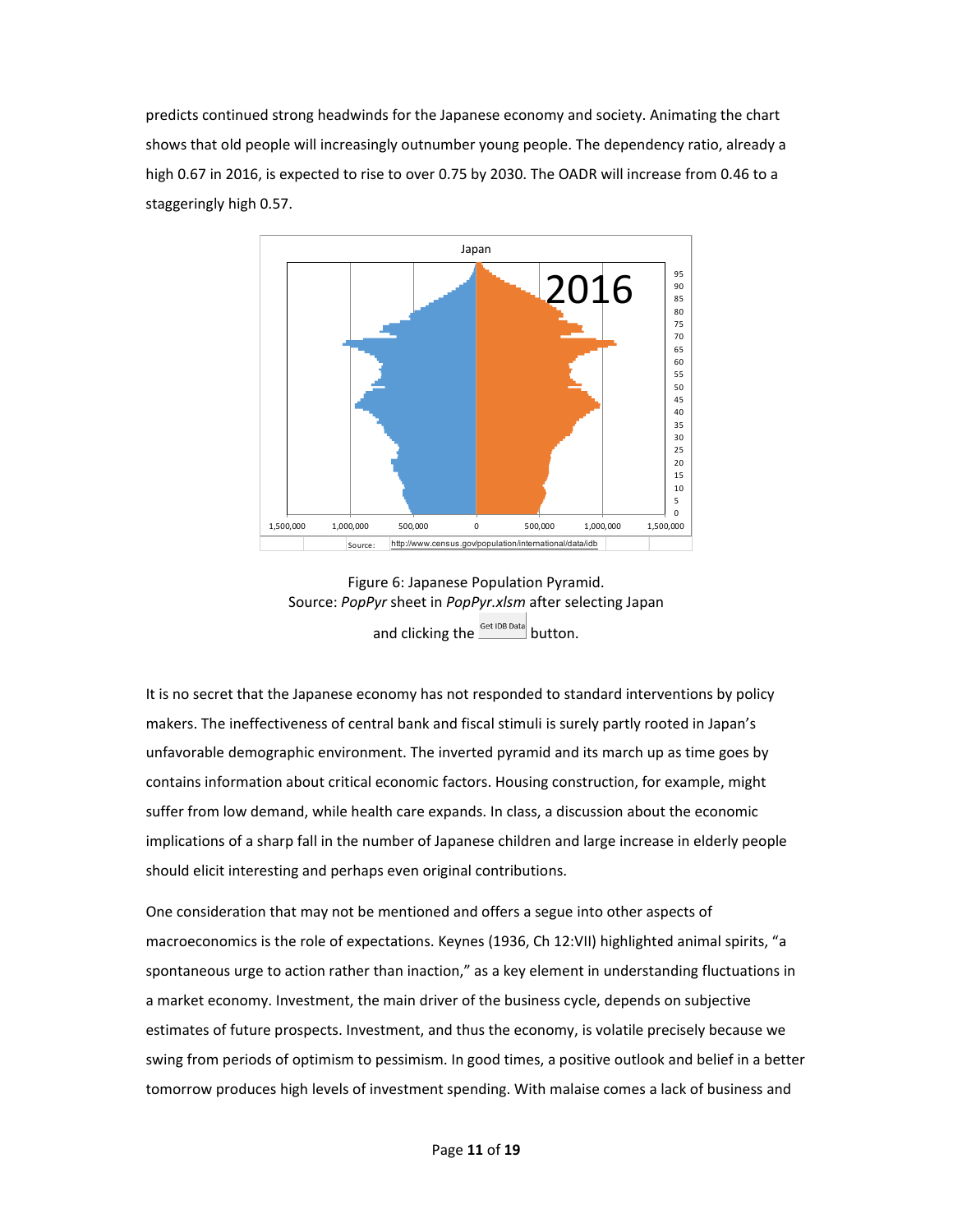predicts continued strong headwinds for the Japanese economy and society. Animating the chart shows that old people will increasingly outnumber young people. The dependency ratio, already a high 0.67 in 2016, is expected to rise to over 0.75 by 2030. The OADR will increase from 0.46 to a staggeringly high 0.57.

Figure 6: Japanese Population Pyramid.
Source: *PopPyr* sheet in *PopPyr.xlsm* after selecting Japan and clicking the Get IDB Data button.

It is no secret that the Japanese economy has not responded to standard interventions by policy makers. The ineffectiveness of central bank and fiscal stimuli is surely partly rooted in Japan's unfavorable demographic environment. The inverted pyramid and its march up as time goes by contains information about critical economic factors. Housing construction, for example, might suffer from low demand, while health care expands. In class, a discussion about the economic implications of a sharp fall in the number of Japanese children and large increase in elderly people should elicit interesting and perhaps even original contributions.

One consideration that may not be mentioned and offers a segue into other aspects of macroeconomics is the role of expectations. Keynes (1936, Ch 12:VII) highlighted animal spirits, "a spontaneous urge to action rather than inaction," as a key element in understanding fluctuations in a market economy. Investment, the main driver of the business cycle, depends on subjective estimates of future prospects. Investment, and thus the economy, is volatile precisely because we swing from periods of optimism to pessimism. In good times, a positive outlook and belief in a better tomorrow produces high levels of investment spending. With malaise comes a lack of business and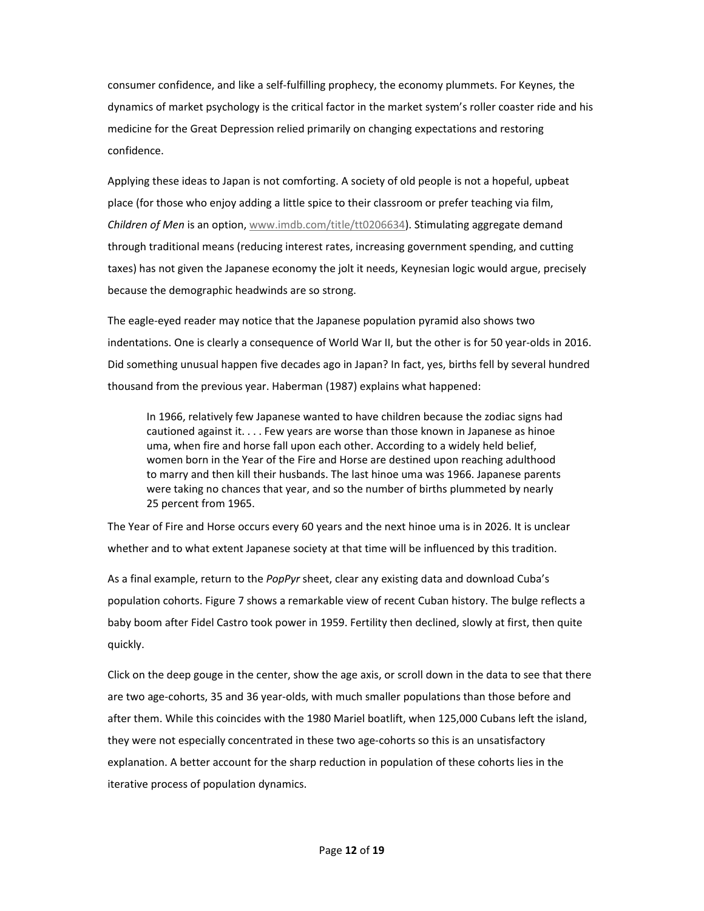consumer confidence, and like a self-fulfilling prophecy, the economy plummets. For Keynes, the dynamics of market psychology is the critical factor in the market system's roller coaster ride and his medicine for the Great Depression relied primarily on changing expectations and restoring confidence.

Applying these ideas to Japan is not comforting. A society of old people is not a hopeful, upbeat place (for those who enjoy adding a little spice to their classroom or prefer teaching via film, *Children of Men* is an option, www.imdb.com/title/tt0206634). Stimulating aggregate demand through traditional means (reducing interest rates, increasing government spending, and cutting taxes) has not given the Japanese economy the jolt it needs, Keynesian logic would argue, precisely because the demographic headwinds are so strong.

The eagle-eyed reader may notice that the Japanese population pyramid also shows two indentations. One is clearly a consequence of World War II, but the other is for 50 year-olds in 2016. Did something unusual happen five decades ago in Japan? In fact, yes, births fell by several hundred thousand from the previous year. Haberman (1987) explains what happened:

> In 1966, relatively few Japanese wanted to have children because the zodiac signs had cautioned against it. . . . Few years are worse than those known in Japanese as hinoe uma, when fire and horse fall upon each other. According to a widely held belief, women born in the Year of the Fire and Horse are destined upon reaching adulthood to marry and then kill their husbands. The last hinoe uma was 1966. Japanese parents were taking no chances that year, and so the number of births plummeted by nearly 25 percent from 1965.

The Year of Fire and Horse occurs every 60 years and the next hinoe uma is in 2026. It is unclear whether and to what extent Japanese society at that time will be influenced by this tradition.

As a final example, return to the *PopPyr* sheet, clear any existing data and download Cuba's population cohorts. Figure 7 shows a remarkable view of recent Cuban history. The bulge reflects a baby boom after Fidel Castro took power in 1959. Fertility then declined, slowly at first, then quite quickly.

Click on the deep gouge in the center, show the age axis, or scroll down in the data to see that there are two age-cohorts, 35 and 36 year-olds, with much smaller populations than those before and after them. While this coincides with the 1980 Mariel boatlift, when 125,000 Cubans left the island, they were not especially concentrated in these two age-cohorts so this is an unsatisfactory explanation. A better account for the sharp reduction in population of these cohorts lies in the iterative process of population dynamics.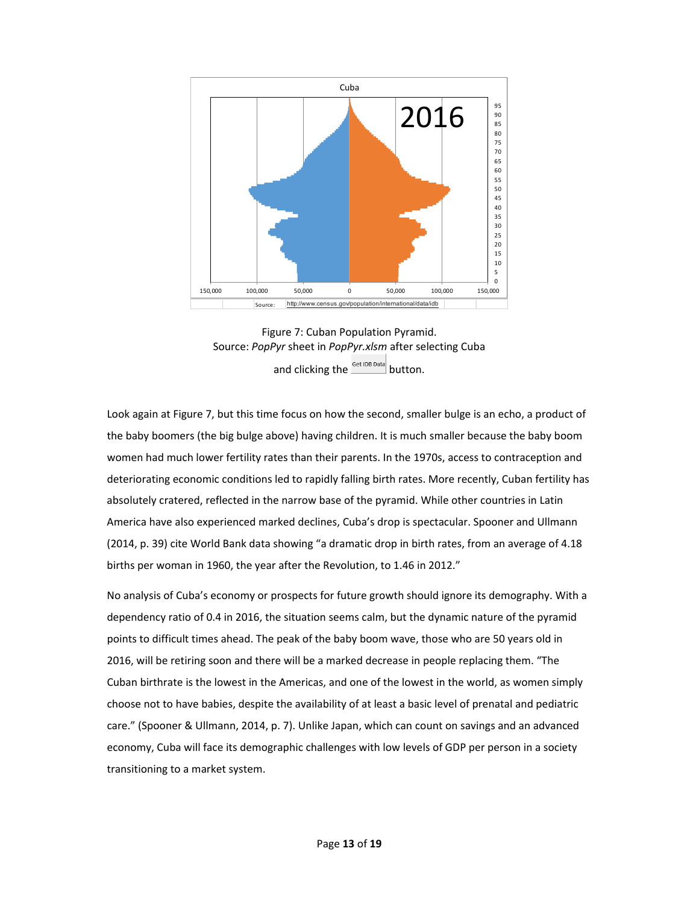Figure 7: Cuban Population Pyramid.
Source: *PopPyr* sheet in *PopPyr.xlsm* after selecting Cuba
and clicking the Get IDB Data button.

Look again at Figure 7, but this time focus on how the second, smaller bulge is an echo, a product of the baby boomers (the big bulge above) having children. It is much smaller because the baby boom women had much lower fertility rates than their parents. In the 1970s, access to contraception and deteriorating economic conditions led to rapidly falling birth rates. More recently, Cuban fertility has absolutely cratered, reflected in the narrow base of the pyramid. While other countries in Latin America have also experienced marked declines, Cuba's drop is spectacular. Spooner and Ullmann (2014, p. 39) cite World Bank data showing "a dramatic drop in birth rates, from an average of 4.18 births per woman in 1960, the year after the Revolution, to 1.46 in 2012."

No analysis of Cuba's economy or prospects for future growth should ignore its demography. With a dependency ratio of 0.4 in 2016, the situation seems calm, but the dynamic nature of the pyramid points to difficult times ahead. The peak of the baby boom wave, those who are 50 years old in 2016, will be retiring soon and there will be a marked decrease in people replacing them. "The Cuban birthrate is the lowest in the Americas, and one of the lowest in the world, as women simply choose not to have babies, despite the availability of at least a basic level of prenatal and pediatric care." (Spooner & Ullmann, 2014, p. 7). Unlike Japan, which can count on savings and an advanced economy, Cuba will face its demographic challenges with low levels of GDP per person in a society transitioning to a market system.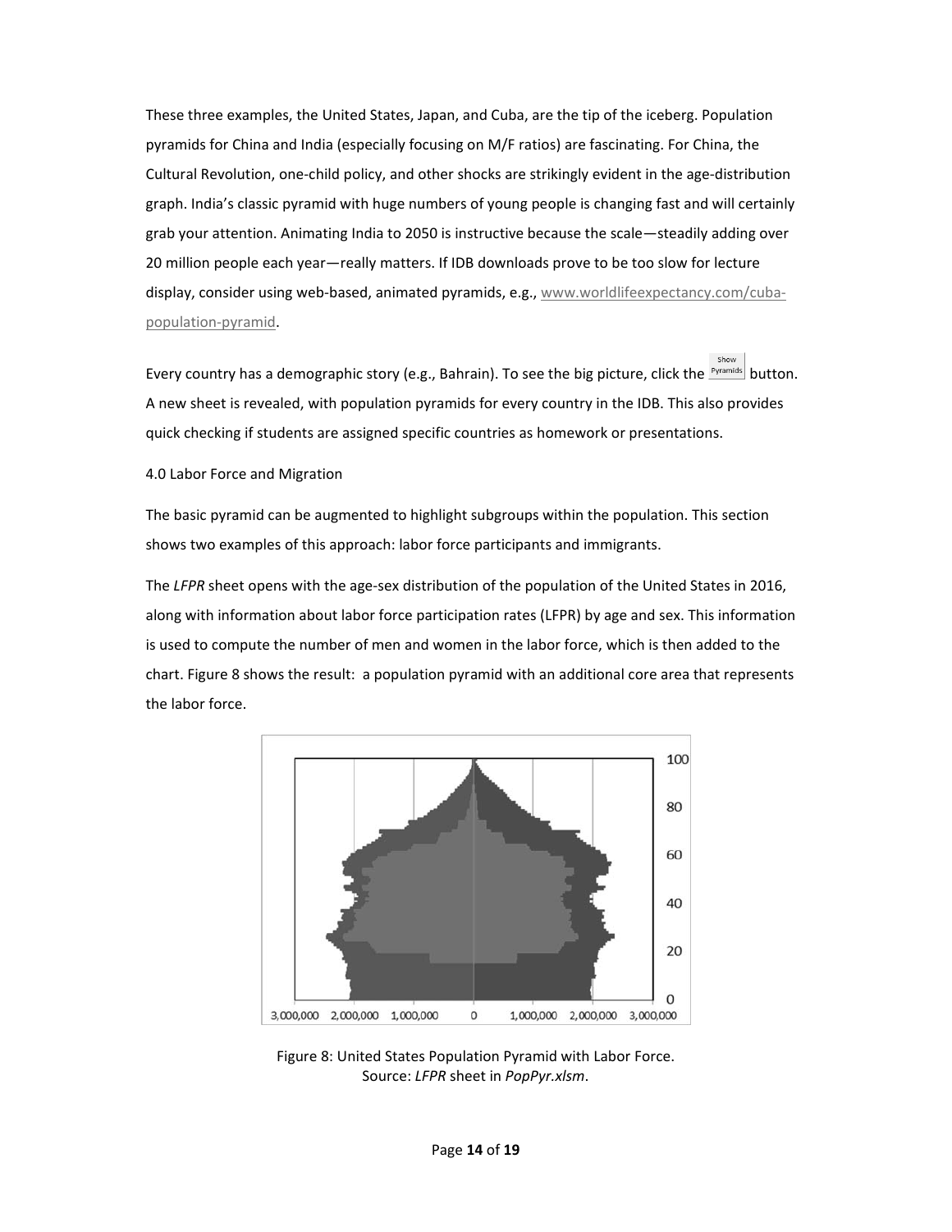These three examples, the United States, Japan, and Cuba, are the tip of the iceberg. Population pyramids for China and India (especially focusing on M/F ratios) are fascinating. For China, the Cultural Revolution, one-child policy, and other shocks are strikingly evident in the age-distribution graph. India's classic pyramid with huge numbers of young people is changing fast and will certainly grab your attention. Animating India to 2050 is instructive because the scale—steadily adding over 20 million people each year—really matters. If IDB downloads prove to be too slow for lecture display, consider using web-based, animated pyramids, e.g., www.worldlifeexpectancy.com/cuba-population-pyramid.

Every country has a demographic story (e.g., Bahrain). To see the big picture, click the Show Pyramids button. A new sheet is revealed, with population pyramids for every country in the IDB. This also provides quick checking if students are assigned specific countries as homework or presentations.

## 4.0 Labor Force and Migration

The basic pyramid can be augmented to highlight subgroups within the population. This section shows two examples of this approach: labor force participants and immigrants.

The *LFPR* sheet opens with the age-sex distribution of the population of the United States in 2016, along with information about labor force participation rates (LFPR) by age and sex. This information is used to compute the number of men and women in the labor force, which is then added to the chart. Figure 8 shows the result: a population pyramid with an additional core area that represents the labor force.

Figure 8: United States Population Pyramid with Labor Force.
Source: *LFPR* sheet in *PopPyr.xlsm*.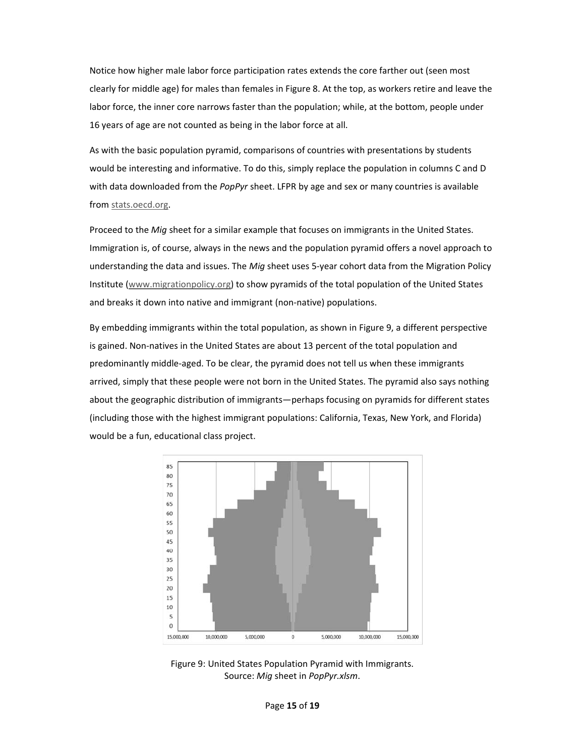Notice how higher male labor force participation rates extends the core farther out (seen most clearly for middle age) for males than females in Figure 8. At the top, as workers retire and leave the labor force, the inner core narrows faster than the population; while, at the bottom, people under 16 years of age are not counted as being in the labor force at all.

As with the basic population pyramid, comparisons of countries with presentations by students would be interesting and informative. To do this, simply replace the population in columns C and D with data downloaded from the *PopPyr* sheet. LFPR by age and sex or many countries is available from stats.oecd.org.

Proceed to the *Mig* sheet for a similar example that focuses on immigrants in the United States. Immigration is, of course, always in the news and the population pyramid offers a novel approach to understanding the data and issues. The *Mig* sheet uses 5-year cohort data from the Migration Policy Institute (www.migrationpolicy.org) to show pyramids of the total population of the United States and breaks it down into native and immigrant (non-native) populations.

By embedding immigrants within the total population, as shown in Figure 9, a different perspective is gained. Non-natives in the United States are about 13 percent of the total population and predominantly middle-aged. To be clear, the pyramid does not tell us when these immigrants arrived, simply that these people were not born in the United States. The pyramid also says nothing about the geographic distribution of immigrants—perhaps focusing on pyramids for different states (including those with the highest immigrant populations: California, Texas, New York, and Florida) would be a fun, educational class project.

Figure 9: United States Population Pyramid with Immigrants.
Source: *Mig* sheet in *PopPyr.xlsm*.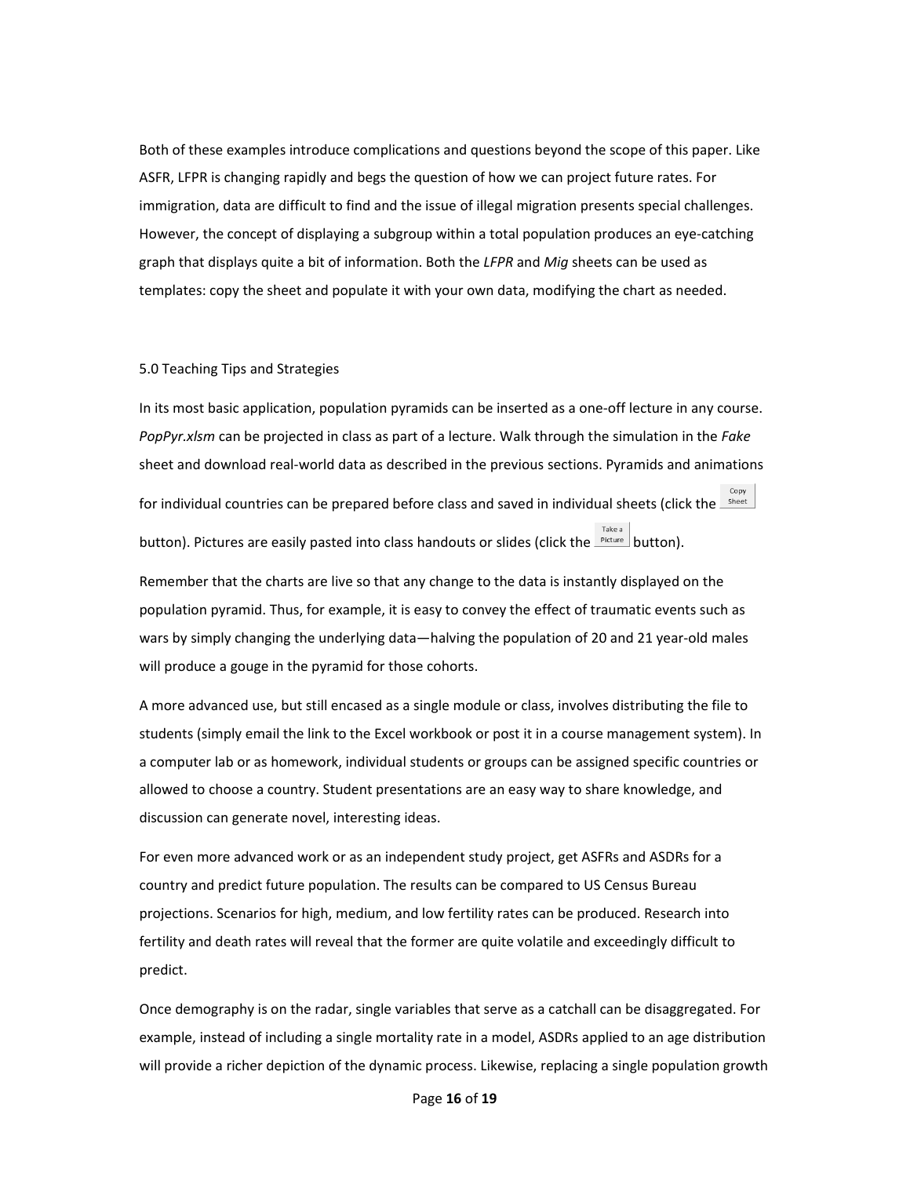Both of these examples introduce complications and questions beyond the scope of this paper. Like ASFR, LFPR is changing rapidly and begs the question of how we can project future rates. For immigration, data are difficult to find and the issue of illegal migration presents special challenges. However, the concept of displaying a subgroup within a total population produces an eye-catching graph that displays quite a bit of information. Both the *LFPR* and *Mig* sheets can be used as templates: copy the sheet and populate it with your own data, modifying the chart as needed.

## 5.0 Teaching Tips and Strategies

In its most basic application, population pyramids can be inserted as a one-off lecture in any course. *PopPyr.xlsm* can be projected in class as part of a lecture. Walk through the simulation in the *Fake* sheet and download real-world data as described in the previous sections. Pyramids and animations for individual countries can be prepared before class and saved in individual sheets (click the Copy Sheet button). Pictures are easily pasted into class handouts or slides (click the Take a Picture button).

Remember that the charts are live so that any change to the data is instantly displayed on the population pyramid. Thus, for example, it is easy to convey the effect of traumatic events such as wars by simply changing the underlying data—halving the population of 20 and 21 year-old males will produce a gouge in the pyramid for those cohorts.

A more advanced use, but still encased as a single module or class, involves distributing the file to students (simply email the link to the Excel workbook or post it in a course management system). In a computer lab or as homework, individual students or groups can be assigned specific countries or allowed to choose a country. Student presentations are an easy way to share knowledge, and discussion can generate novel, interesting ideas.

For even more advanced work or as an independent study project, get ASFRs and ASDRs for a country and predict future population. The results can be compared to US Census Bureau projections. Scenarios for high, medium, and low fertility rates can be produced. Research into fertility and death rates will reveal that the former are quite volatile and exceedingly difficult to predict.

Once demography is on the radar, single variables that serve as a catchall can be disaggregated. For example, instead of including a single mortality rate in a model, ASDRs applied to an age distribution will provide a richer depiction of the dynamic process. Likewise, replacing a single population growth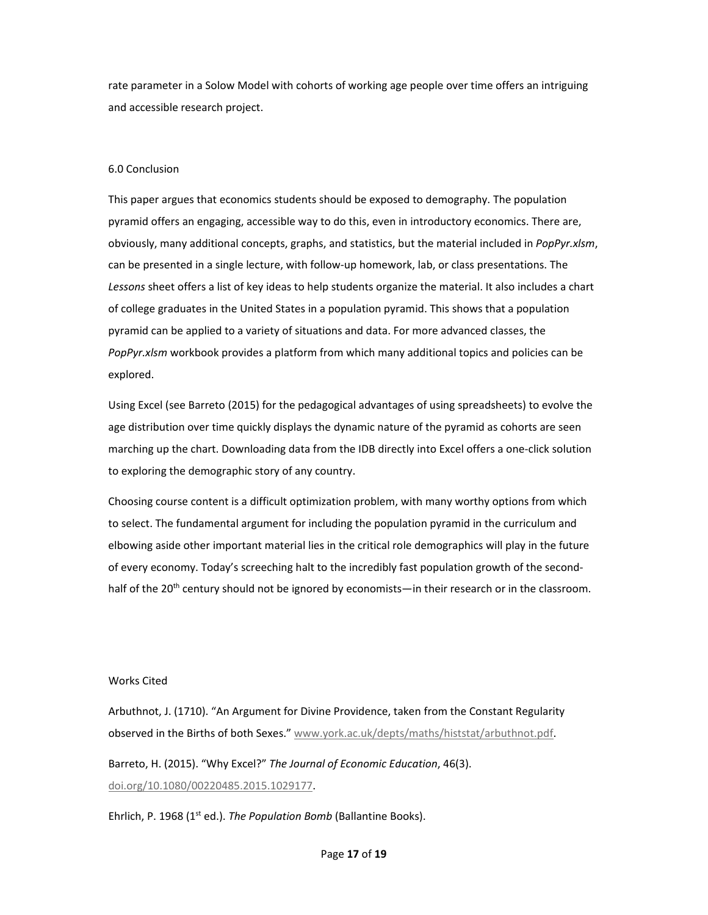rate parameter in a Solow Model with cohorts of working age people over time offers an intriguing and accessible research project.

## 6.0 Conclusion

This paper argues that economics students should be exposed to demography. The population pyramid offers an engaging, accessible way to do this, even in introductory economics. There are, obviously, many additional concepts, graphs, and statistics, but the material included in *PopPyr.xlsm*, can be presented in a single lecture, with follow-up homework, lab, or class presentations. The *Lessons* sheet offers a list of key ideas to help students organize the material. It also includes a chart of college graduates in the United States in a population pyramid. This shows that a population pyramid can be applied to a variety of situations and data. For more advanced classes, the *PopPyr.xlsm* workbook provides a platform from which many additional topics and policies can be explored.

Using Excel (see Barreto (2015) for the pedagogical advantages of using spreadsheets) to evolve the age distribution over time quickly displays the dynamic nature of the pyramid as cohorts are seen marching up the chart. Downloading data from the IDB directly into Excel offers a one-click solution to exploring the demographic story of any country.

Choosing course content is a difficult optimization problem, with many worthy options from which to select. The fundamental argument for including the population pyramid in the curriculum and elbowing aside other important material lies in the critical role demographics will play in the future of every economy. Today's screeching halt to the incredibly fast population growth of the second-half of the 20th century should not be ignored by economists—in their research or in the classroom.

## Works Cited

Arbuthnot, J. (1710). "An Argument for Divine Providence, taken from the Constant Regularity observed in the Births of both Sexes." www.york.ac.uk/depts/maths/histstat/arbuthnot.pdf.

Barreto, H. (2015). "Why Excel?" *The Journal of Economic Education*, 46(3). doi.org/10.1080/00220485.2015.1029177.

Ehrlich, P. 1968 (1st ed.). *The Population Bomb* (Ballantine Books).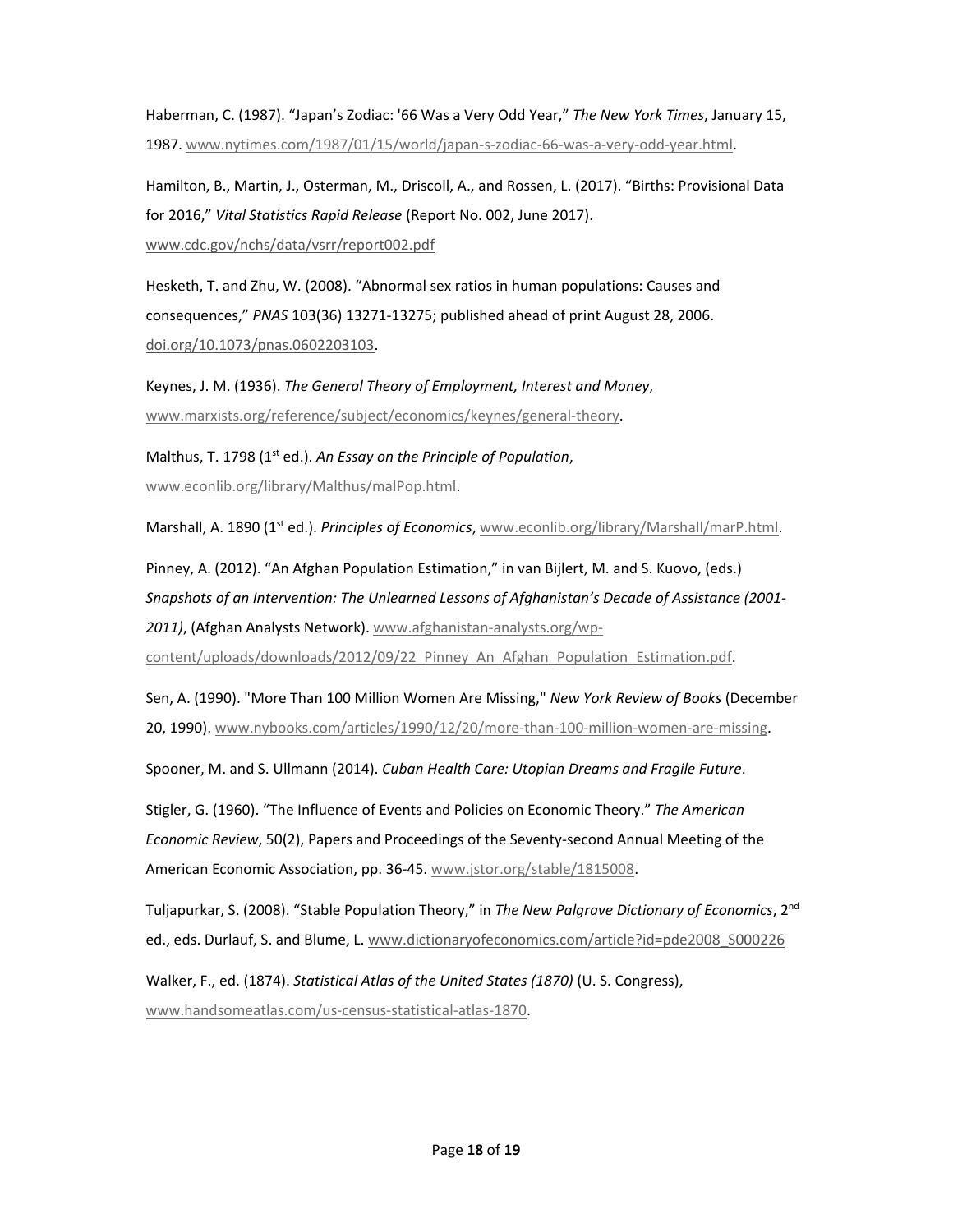Haberman, C. (1987). "Japan's Zodiac: '66 Was a Very Odd Year," *The New York Times*, January 15, 1987. www.nytimes.com/1987/01/15/world/japan-s-zodiac-66-was-a-very-odd-year.html.

Hamilton, B., Martin, J., Osterman, M., Driscoll, A., and Rossen, L. (2017). "Births: Provisional Data for 2016," *Vital Statistics Rapid Release* (Report No. 002, June 2017). www.cdc.gov/nchs/data/vsrr/report002.pdf

Hesketh, T. and Zhu, W. (2008). "Abnormal sex ratios in human populations: Causes and consequences," *PNAS* 103(36) 13271-13275; published ahead of print August 28, 2006. doi.org/10.1073/pnas.0602203103.

Keynes, J. M. (1936). *The General Theory of Employment, Interest and Money*, www.marxists.org/reference/subject/economics/keynes/general-theory.

Malthus, T. 1798 (1st ed.). *An Essay on the Principle of Population*, www.econlib.org/library/Malthus/malPop.html.

Marshall, A. 1890 (1st ed.). *Principles of Economics*, www.econlib.org/library/Marshall/marP.html.

Pinney, A. (2012). "An Afghan Population Estimation," in van Bijlert, M. and S. Kuovo, (eds.) *Snapshots of an Intervention: The Unlearned Lessons of Afghanistan's Decade of Assistance (2001-2011)*, (Afghan Analysts Network). www.afghanistan-analysts.org/wp-content/uploads/downloads/2012/09/22_Pinney_An_Afghan_Population_Estimation.pdf.

Sen, A. (1990). "More Than 100 Million Women Are Missing," *New York Review of Books* (December 20, 1990). www.nybooks.com/articles/1990/12/20/more-than-100-million-women-are-missing.

Spooner, M. and S. Ullmann (2014). *Cuban Health Care: Utopian Dreams and Fragile Future*.

Stigler, G. (1960). "The Influence of Events and Policies on Economic Theory." *The American Economic Review*, 50(2), Papers and Proceedings of the Seventy-second Annual Meeting of the American Economic Association, pp. 36-45. www.jstor.org/stable/1815008.

Tuljapurkar, S. (2008). "Stable Population Theory," in *The New Palgrave Dictionary of Economics*, 2nd ed., eds. Durlauf, S. and Blume, L. www.dictionaryofeconomics.com/article?id=pde2008_S000226

Walker, F., ed. (1874). *Statistical Atlas of the United States (1870)* (U. S. Congress), www.handsomeatlas.com/us-census-statistical-atlas-1870.